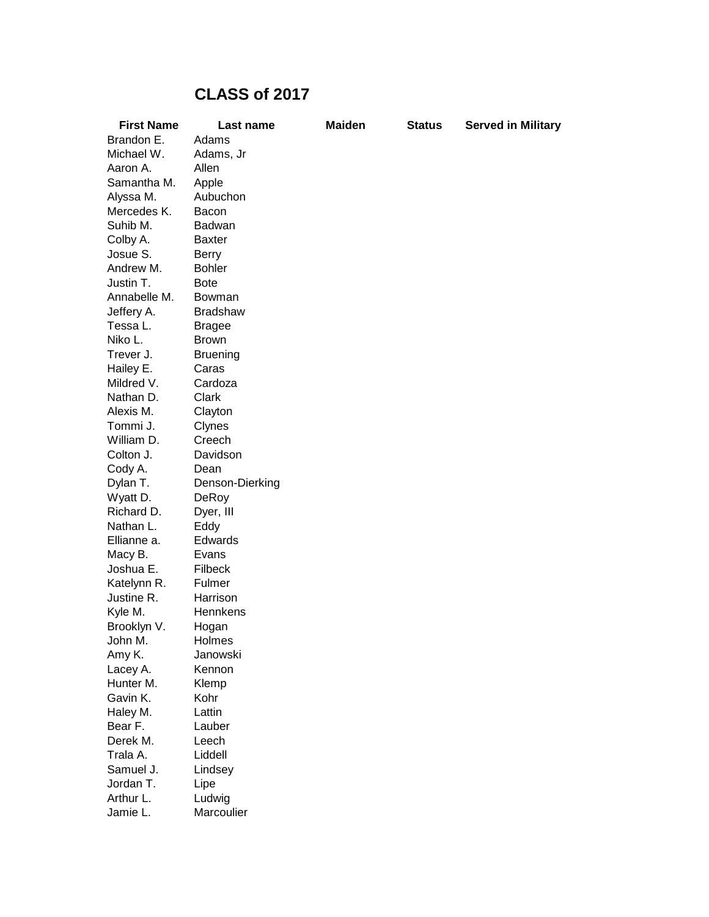# CLASS of 2017

| First Name | Last name | Maiden | Status | Served in Military |
|---|---|---|---|---|
| Brandon E. | Adams | | | |
| Michael W. | Adams, Jr | | | |
| Aaron A. | Allen | | | |
| Samantha M. | Apple | | | |
| Alyssa M. | Aubuchon | | | |
| Mercedes K. | Bacon | | | |
| Suhib M. | Badwan | | | |
| Colby A. | Baxter | | | |
| Josue S. | Berry | | | |
| Andrew M. | Bohler | | | |
| Justin T. | Bote | | | |
| Annabelle M. | Bowman | | | |
| Jeffery A. | Bradshaw | | | |
| Tessa L. | Bragee | | | |
| Niko L. | Brown | | | |
| Trever J. | Bruening | | | |
| Hailey E. | Caras | | | |
| Mildred V. | Cardoza | | | |
| Nathan D. | Clark | | | |
| Alexis M. | Clayton | | | |
| Tommi J. | Clynes | | | |
| William D. | Creech | | | |
| Colton J. | Davidson | | | |
| Cody A. | Dean | | | |
| Dylan T. | Denson-Dierking | | | |
| Wyatt D. | DeRoy | | | |
| Richard D. | Dyer, III | | | |
| Nathan L. | Eddy | | | |
| Ellianne a. | Edwards | | | |
| Macy B. | Evans | | | |
| Joshua E. | Filbeck | | | |
| Katelynn R. | Fulmer | | | |
| Justine R. | Harrison | | | |
| Kyle M. | Hennkens | | | |
| Brooklyn V. | Hogan | | | |
| John M. | Holmes | | | |
| Amy K. | Janowski | | | |
| Lacey A. | Kennon | | | |
| Hunter M. | Klemp | | | |
| Gavin K. | Kohr | | | |
| Haley M. | Lattin | | | |
| Bear F. | Lauber | | | |
| Derek M. | Leech | | | |
| Trala A. | Liddell | | | |
| Samuel J. | Lindsey | | | |
| Jordan T. | Lipe | | | |
| Arthur L. | Ludwig | | | |
| Jamie L. | Marcoulier | | | |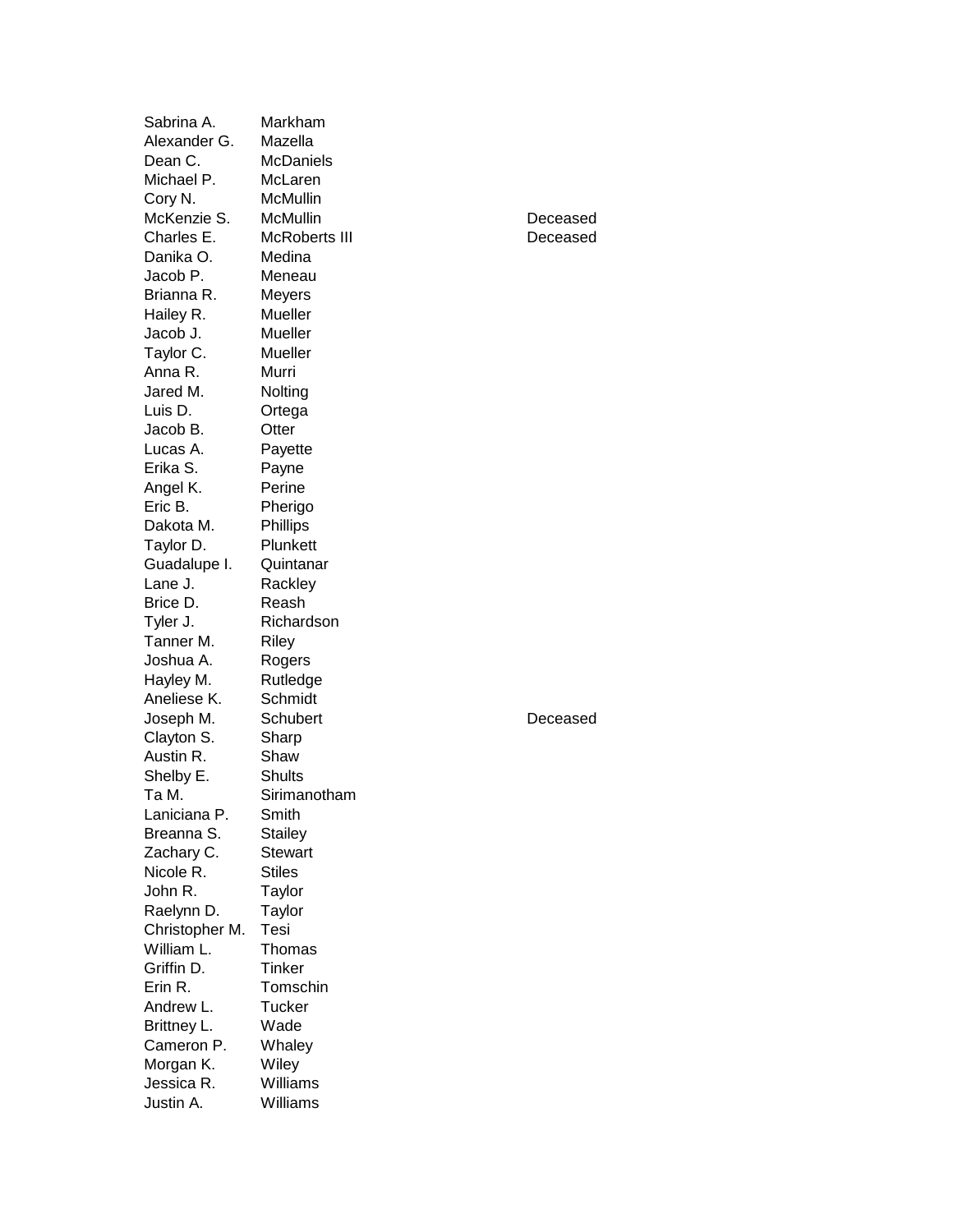| | | |
|---|---|---|
| Sabrina A. | Markham | |
| Alexander G. | Mazella | |
| Dean C. | McDaniels | |
| Michael P. | McLaren | |
| Cory N. | McMullin | |
| McKenzie S. | McMullin | Deceased |
| Charles E. | McRoberts III | Deceased |
| Danika O. | Medina | |
| Jacob P. | Meneau | |
| Brianna R. | Meyers | |
| Hailey R. | Mueller | |
| Jacob J. | Mueller | |
| Taylor C. | Mueller | |
| Anna R. | Murri | |
| Jared M. | Nolting | |
| Luis D. | Ortega | |
| Jacob B. | Otter | |
| Lucas A. | Payette | |
| Erika S. | Payne | |
| Angel K. | Perine | |
| Eric B. | Pherigo | |
| Dakota M. | Phillips | |
| Taylor D. | Plunkett | |
| Guadalupe I. | Quintanar | |
| Lane J. | Rackley | |
| Brice D. | Reash | |
| Tyler J. | Richardson | |
| Tanner M. | Riley | |
| Joshua A. | Rogers | |
| Hayley M. | Rutledge | |
| Aneliese K. | Schmidt | |
| Joseph M. | Schubert | Deceased |
| Clayton S. | Sharp | |
| Austin R. | Shaw | |
| Shelby E. | Shults | |
| Ta M. | Sirimanotham | |
| Laniciana P. | Smith | |
| Breanna S. | Stailey | |
| Zachary C. | Stewart | |
| Nicole R. | Stiles | |
| John R. | Taylor | |
| Raelynn D. | Taylor | |
| Christopher M. | Tesi | |
| William L. | Thomas | |
| Griffin D. | Tinker | |
| Erin R. | Tomschin | |
| Andrew L. | Tucker | |
| Brittney L. | Wade | |
| Cameron P. | Whaley | |
| Morgan K. | Wiley | |
| Jessica R. | Williams | |
| Justin A. | Williams | |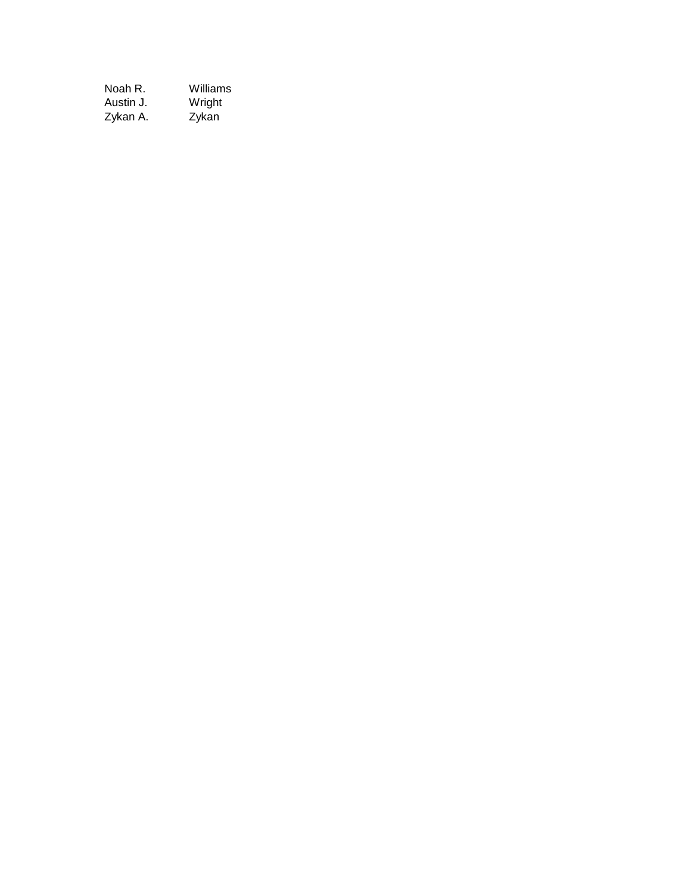| | |
|---|---|
| Noah R. | Williams |
| Austin J. | Wright |
| Zykan A. | Zykan |